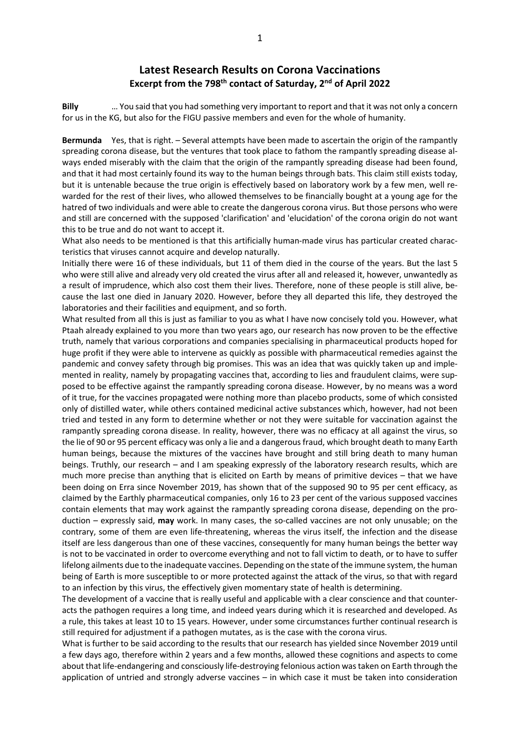# Latest Research Results on Corona Vaccinations

## Excerpt from the 798th contact of Saturday, 2nd of April 2022

**Billy** … You said that you had something very important to report and that it was not only a concern for us in the KG, but also for the FIGU passive members and even for the whole of humanity.

**Bermunda** Yes, that is right. – Several attempts have been made to ascertain the origin of the rampantly spreading corona disease, but the ventures that took place to fathom the rampantly spreading disease always ended miserably with the claim that the origin of the rampantly spreading disease had been found, and that it had most certainly found its way to the human beings through bats. This claim still exists today, but it is untenable because the true origin is effectively based on laboratory work by a few men, well rewarded for the rest of their lives, who allowed themselves to be financially bought at a young age for the hatred of two individuals and were able to create the dangerous corona virus. But those persons who were and still are concerned with the supposed 'clarification' and 'elucidation' of the corona origin do not want this to be true and do not want to accept it.

What also needs to be mentioned is that this artificially human-made virus has particular created characteristics that viruses cannot acquire and develop naturally.

Initially there were 16 of these individuals, but 11 of them died in the course of the years. But the last 5 who were still alive and already very old created the virus after all and released it, however, unwantedly as a result of imprudence, which also cost them their lives. Therefore, none of these people is still alive, because the last one died in January 2020. However, before they all departed this life, they destroyed the laboratories and their facilities and equipment, and so forth.

What resulted from all this is just as familiar to you as what I have now concisely told you. However, what Ptaah already explained to you more than two years ago, our research has now proven to be the effective truth, namely that various corporations and companies specialising in pharmaceutical products hoped for huge profit if they were able to intervene as quickly as possible with pharmaceutical remedies against the pandemic and convey safety through big promises. This was an idea that was quickly taken up and implemented in reality, namely by propagating vaccines that, according to lies and fraudulent claims, were supposed to be effective against the rampantly spreading corona disease. However, by no means was a word of it true, for the vaccines propagated were nothing more than placebo products, some of which consisted only of distilled water, while others contained medicinal active substances which, however, had not been tried and tested in any form to determine whether or not they were suitable for vaccination against the rampantly spreading corona disease. In reality, however, there was no efficacy at all against the virus, so the lie of 90 or 95 percent efficacy was only a lie and a dangerous fraud, which brought death to many Earth human beings, because the mixtures of the vaccines have brought and still bring death to many human beings. Truthly, our research – and I am speaking expressly of the laboratory research results, which are much more precise than anything that is elicited on Earth by means of primitive devices – that we have been doing on Erra since November 2019, has shown that of the supposed 90 to 95 per cent efficacy, as claimed by the Earthly pharmaceutical companies, only 16 to 23 per cent of the various supposed vaccines contain elements that may work against the rampantly spreading corona disease, depending on the production – expressly said, **may** work. In many cases, the so-called vaccines are not only unusable; on the contrary, some of them are even life-threatening, whereas the virus itself, the infection and the disease itself are less dangerous than one of these vaccines, consequently for many human beings the better way is not to be vaccinated in order to overcome everything and not to fall victim to death, or to have to suffer lifelong ailments due to the inadequate vaccines. Depending on the state of the immune system, the human being of Earth is more susceptible to or more protected against the attack of the virus, so that with regard to an infection by this virus, the effectively given momentary state of health is determining.

The development of a vaccine that is really useful and applicable with a clear conscience and that counteracts the pathogen requires a long time, and indeed years during which it is researched and developed. As a rule, this takes at least 10 to 15 years. However, under some circumstances further continual research is still required for adjustment if a pathogen mutates, as is the case with the corona virus.

What is further to be said according to the results that our research has yielded since November 2019 until a few days ago, therefore within 2 years and a few months, allowed these cognitions and aspects to come about that life-endangering and consciously life-destroying felonious action was taken on Earth through the application of untried and strongly adverse vaccines – in which case it must be taken into consideration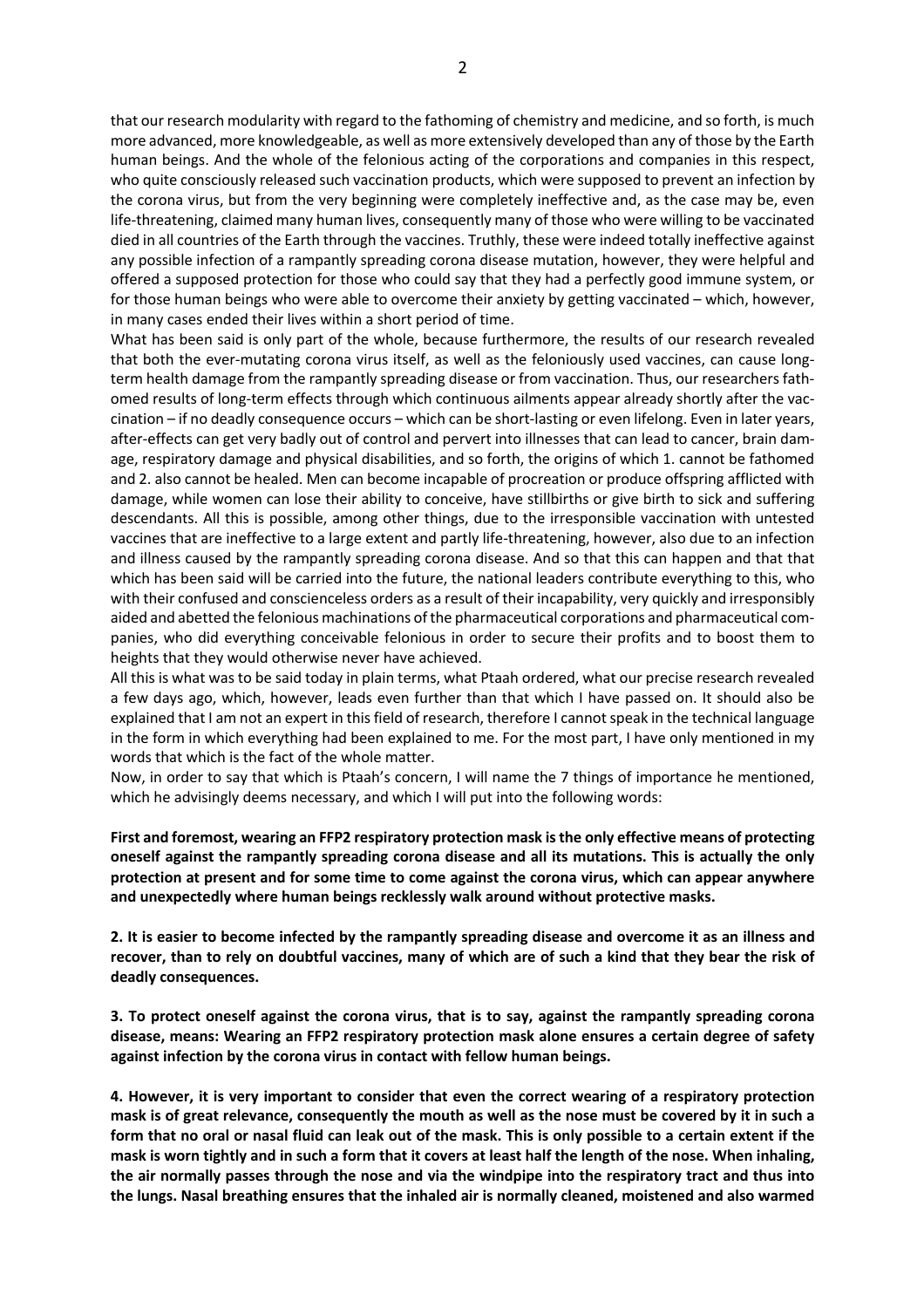that our research modularity with regard to the fathoming of chemistry and medicine, and so forth, is much more advanced, more knowledgeable, as well as more extensively developed than any of those by the Earth human beings. And the whole of the felonious acting of the corporations and companies in this respect, who quite consciously released such vaccination products, which were supposed to prevent an infection by the corona virus, but from the very beginning were completely ineffective and, as the case may be, even life-threatening, claimed many human lives, consequently many of those who were willing to be vaccinated died in all countries of the Earth through the vaccines. Truthly, these were indeed totally ineffective against any possible infection of a rampantly spreading corona disease mutation, however, they were helpful and offered a supposed protection for those who could say that they had a perfectly good immune system, or for those human beings who were able to overcome their anxiety by getting vaccinated – which, however, in many cases ended their lives within a short period of time.

What has been said is only part of the whole, because furthermore, the results of our research revealed that both the ever-mutating corona virus itself, as well as the feloniously used vaccines, can cause long-term health damage from the rampantly spreading disease or from vaccination. Thus, our researchers fathomed results of long-term effects through which continuous ailments appear already shortly after the vaccination – if no deadly consequence occurs – which can be short-lasting or even lifelong. Even in later years, after-effects can get very badly out of control and pervert into illnesses that can lead to cancer, brain damage, respiratory damage and physical disabilities, and so forth, the origins of which 1. cannot be fathomed and 2. also cannot be healed. Men can become incapable of procreation or produce offspring afflicted with damage, while women can lose their ability to conceive, have stillbirths or give birth to sick and suffering descendants. All this is possible, among other things, due to the irresponsible vaccination with untested vaccines that are ineffective to a large extent and partly life-threatening, however, also due to an infection and illness caused by the rampantly spreading corona disease. And so that this can happen and that that which has been said will be carried into the future, the national leaders contribute everything to this, who with their confused and conscienceless orders as a result of their incapability, very quickly and irresponsibly aided and abetted the felonious machinations of the pharmaceutical corporations and pharmaceutical companies, who did everything conceivable felonious in order to secure their profits and to boost them to heights that they would otherwise never have achieved.

All this is what was to be said today in plain terms, what Ptaah ordered, what our precise research revealed a few days ago, which, however, leads even further than that which I have passed on. It should also be explained that I am not an expert in this field of research, therefore I cannot speak in the technical language in the form in which everything had been explained to me. For the most part, I have only mentioned in my words that which is the fact of the whole matter.

Now, in order to say that which is Ptaah's concern, I will name the 7 things of importance he mentioned, which he advisingly deems necessary, and which I will put into the following words:

**First and foremost, wearing an FFP2 respiratory protection mask is the only effective means of protecting oneself against the rampantly spreading corona disease and all its mutations. This is actually the only protection at present and for some time to come against the corona virus, which can appear anywhere and unexpectedly where human beings recklessly walk around without protective masks.**

**2. It is easier to become infected by the rampantly spreading disease and overcome it as an illness and recover, than to rely on doubtful vaccines, many of which are of such a kind that they bear the risk of deadly consequences.**

**3. To protect oneself against the corona virus, that is to say, against the rampantly spreading corona disease, means: Wearing an FFP2 respiratory protection mask alone ensures a certain degree of safety against infection by the corona virus in contact with fellow human beings.**

**4. However, it is very important to consider that even the correct wearing of a respiratory protection mask is of great relevance, consequently the mouth as well as the nose must be covered by it in such a form that no oral or nasal fluid can leak out of the mask. This is only possible to a certain extent if the mask is worn tightly and in such a form that it covers at least half the length of the nose. When inhaling, the air normally passes through the nose and via the windpipe into the respiratory tract and thus into the lungs. Nasal breathing ensures that the inhaled air is normally cleaned, moistened and also warmed**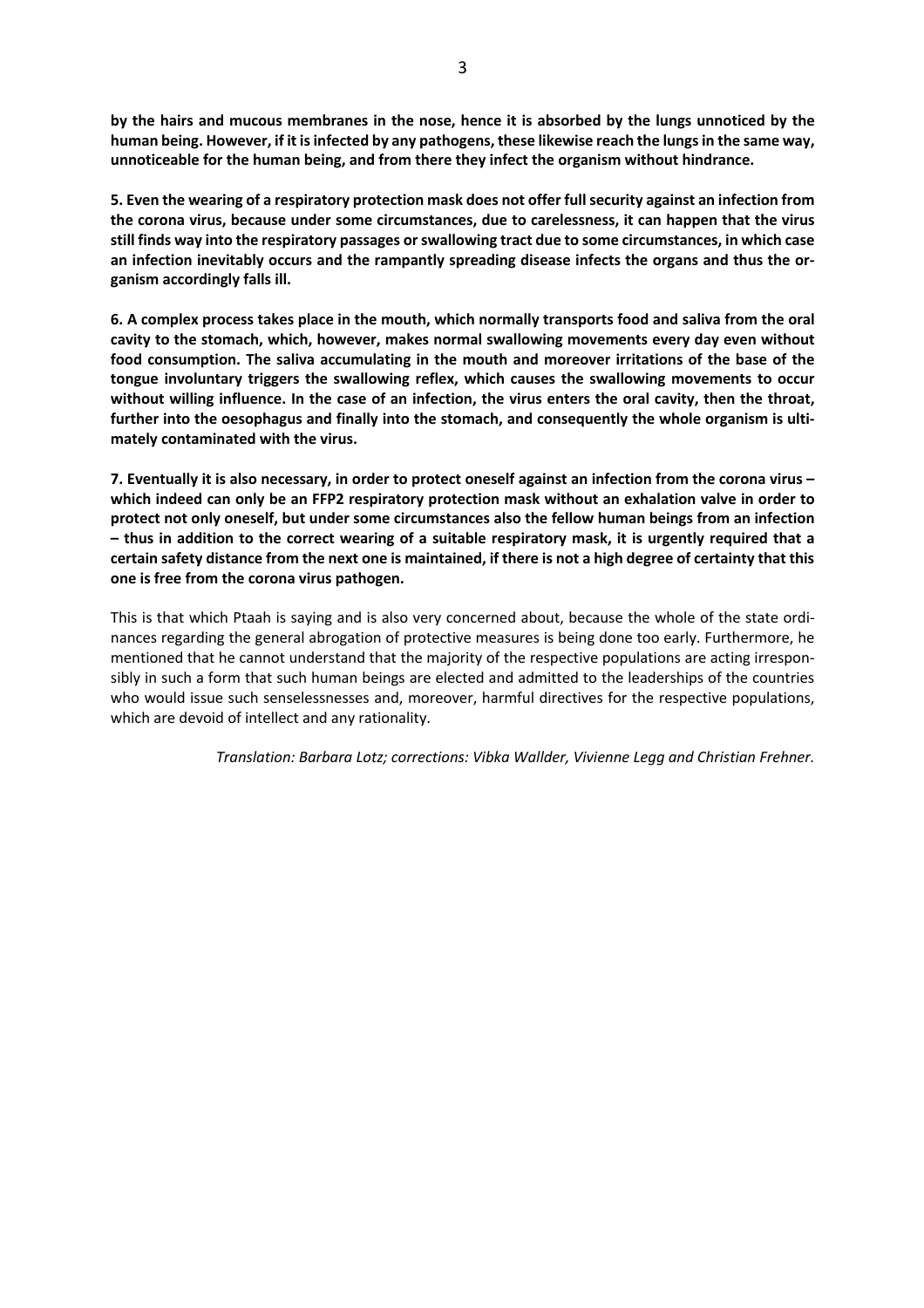**by the hairs and mucous membranes in the nose, hence it is absorbed by the lungs unnoticed by the human being. However, if it is infected by any pathogens, these likewise reach the lungs in the same way, unnoticeable for the human being, and from there they infect the organism without hindrance.**

**5. Even the wearing of a respiratory protection mask does not offer full security against an infection from the corona virus, because under some circumstances, due to carelessness, it can happen that the virus still finds way into the respiratory passages or swallowing tract due to some circumstances, in which case an infection inevitably occurs and the rampantly spreading disease infects the organs and thus the organism accordingly falls ill.**

**6. A complex process takes place in the mouth, which normally transports food and saliva from the oral cavity to the stomach, which, however, makes normal swallowing movements every day even without food consumption. The saliva accumulating in the mouth and moreover irritations of the base of the tongue involuntary triggers the swallowing reflex, which causes the swallowing movements to occur without willing influence. In the case of an infection, the virus enters the oral cavity, then the throat, further into the oesophagus and finally into the stomach, and consequently the whole organism is ultimately contaminated with the virus.**

**7. Eventually it is also necessary, in order to protect oneself against an infection from the corona virus – which indeed can only be an FFP2 respiratory protection mask without an exhalation valve in order to protect not only oneself, but under some circumstances also the fellow human beings from an infection – thus in addition to the correct wearing of a suitable respiratory mask, it is urgently required that a certain safety distance from the next one is maintained, if there is not a high degree of certainty that this one is free from the corona virus pathogen.**

This is that which Ptaah is saying and is also very concerned about, because the whole of the state ordinances regarding the general abrogation of protective measures is being done too early. Furthermore, he mentioned that he cannot understand that the majority of the respective populations are acting irresponsibly in such a form that such human beings are elected and admitted to the leaderships of the countries who would issue such senselessnesses and, moreover, harmful directives for the respective populations, which are devoid of intellect and any rationality.

*Translation: Barbara Lotz; corrections: Vibka Wallder, Vivienne Legg and Christian Frehner.*